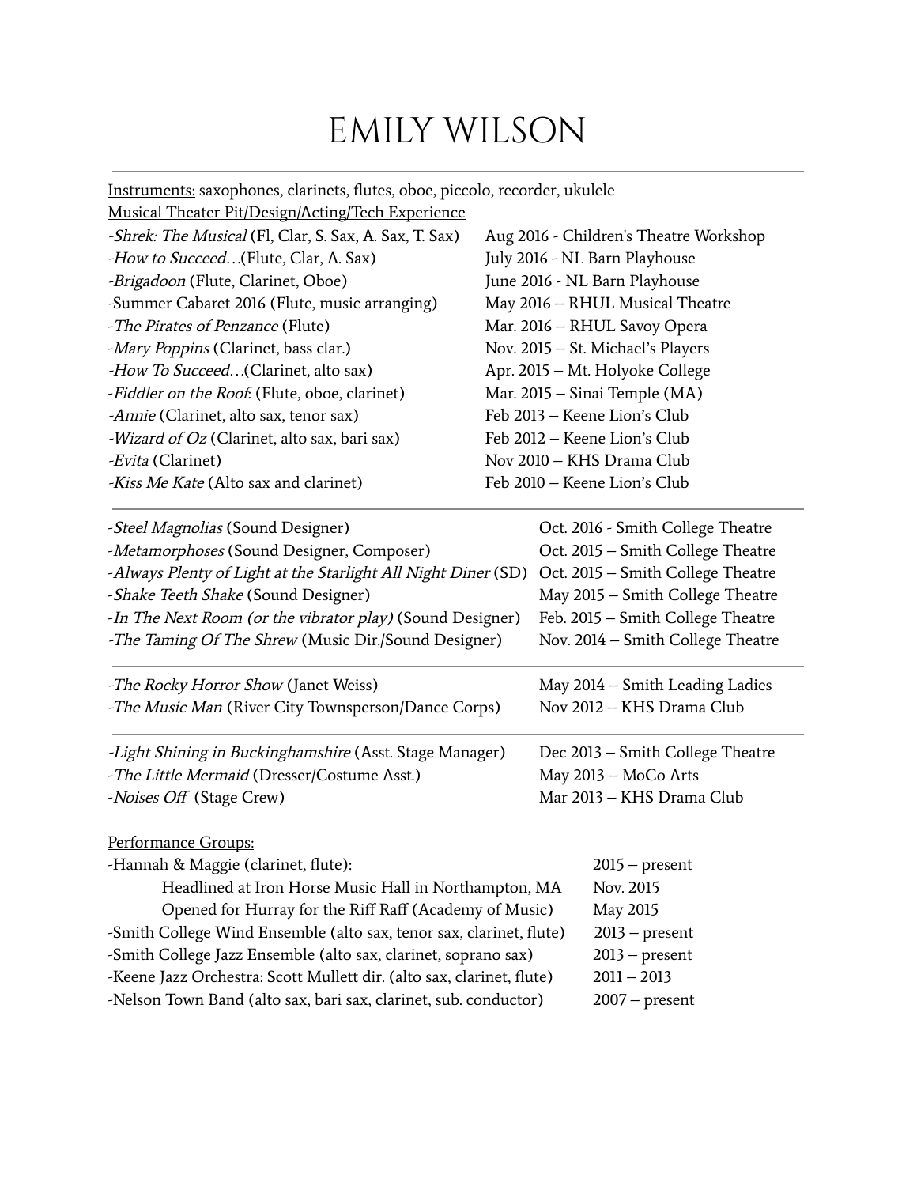# EMILY WILSON

---

Instruments: saxophones, clarinets, flutes, oboe, piccolo, recorder, ukulele

Musical Theater Pit/Design/Acting/Tech Experience

| | |
|---|---|
| -*Shrek: The Musical* (Fl, Clar, S. Sax, A. Sax, T. Sax) | Aug 2016 - Children's Theatre Workshop |
| -*How to Succeed…*(Flute, Clar, A. Sax) | July 2016 - NL Barn Playhouse |
| -*Brigadoon* (Flute, Clarinet, Oboe) | June 2016 - NL Barn Playhouse |
| -Summer Cabaret 2016 (Flute, music arranging) | May 2016 – RHUL Musical Theatre |
| -*The Pirates of Penzance* (Flute) | Mar. 2016 – RHUL Savoy Opera |
| -*Mary Poppins* (Clarinet, bass clar.) | Nov. 2015 – St. Michael's Players |
| -*How To Succeed…*(Clarinet, alto sax) | Apr. 2015 – Mt. Holyoke College |
| -*Fiddler on the Roof*: (Flute, oboe, clarinet) | Mar. 2015 – Sinai Temple (MA) |
| -*Annie* (Clarinet, alto sax, tenor sax) | Feb 2013 – Keene Lion's Club |
| -*Wizard of Oz* (Clarinet, alto sax, bari sax) | Feb 2012 – Keene Lion's Club |
| -*Evita* (Clarinet) | Nov 2010 – KHS Drama Club |
| -*Kiss Me Kate* (Alto sax and clarinet) | Feb 2010 – Keene Lion's Club |

---

| | |
|---|---|
| -*Steel Magnolias* (Sound Designer) | Oct. 2016 - Smith College Theatre |
| -*Metamorphoses* (Sound Designer, Composer) | Oct. 2015 – Smith College Theatre |
| -*Always Plenty of Light at the Starlight All Night Diner* (SD) | Oct. 2015 – Smith College Theatre |
| -*Shake Teeth Shake* (Sound Designer) | May 2015 – Smith College Theatre |
| -*In The Next Room (or the vibrator play)* (Sound Designer) | Feb. 2015 – Smith College Theatre |
| -*The Taming Of The Shrew* (Music Dir./Sound Designer) | Nov. 2014 – Smith College Theatre |

---

| | |
|---|---|
| -*The Rocky Horror Show* (Janet Weiss) | May 2014 – Smith Leading Ladies |
| -*The Music Man* (River City Townsperson/Dance Corps) | Nov 2012 – KHS Drama Club |

---

| | |
|---|---|
| -*Light Shining in Buckinghamshire* (Asst. Stage Manager) | Dec 2013 – Smith College Theatre |
| -*The Little Mermaid* (Dresser/Costume Asst.) | May 2013 – MoCo Arts |
| -*Noises Off* (Stage Crew) | Mar 2013 – KHS Drama Club |

Performance Groups:

| | |
|---|---|
| -Hannah & Maggie (clarinet, flute): | 2015 – present |
| Headlined at Iron Horse Music Hall in Northampton, MA | Nov. 2015 |
| Opened for Hurray for the Riff Raff (Academy of Music) | May 2015 |
| -Smith College Wind Ensemble (alto sax, tenor sax, clarinet, flute) | 2013 – present |
| -Smith College Jazz Ensemble (alto sax, clarinet, soprano sax) | 2013 – present |
| -Keene Jazz Orchestra: Scott Mullett dir. (alto sax, clarinet, flute) | 2011 – 2013 |
| -Nelson Town Band (alto sax, bari sax, clarinet, sub. conductor) | 2007 – present |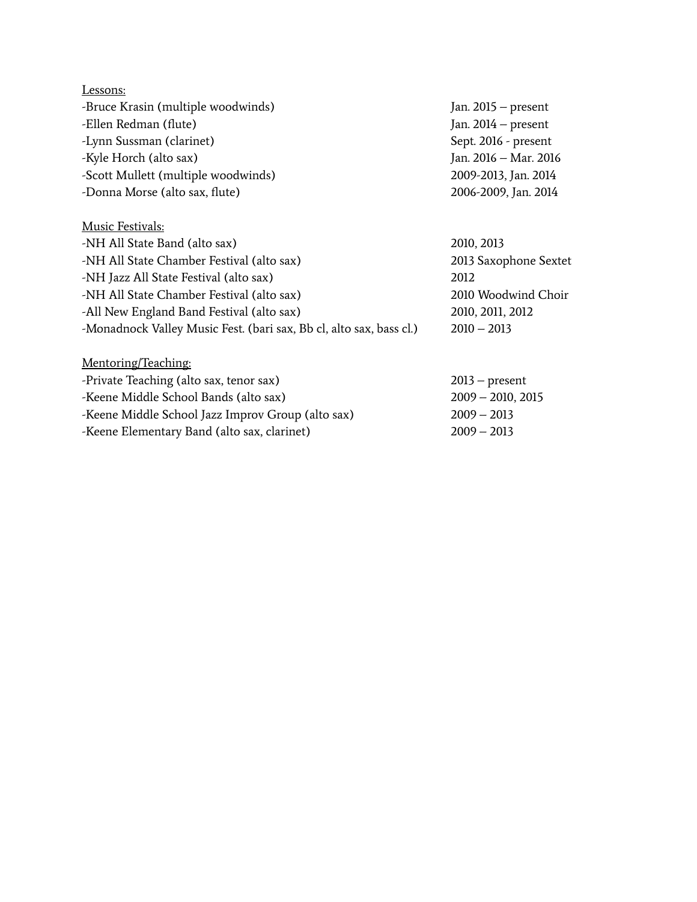<u>Lessons:</u>

| | |
|---|---|
| -Bruce Krasin (multiple woodwinds) | Jan. 2015 – present |
| -Ellen Redman (flute) | Jan. 2014 – present |
| -Lynn Sussman (clarinet) | Sept. 2016 - present |
| -Kyle Horch (alto sax) | Jan. 2016 – Mar. 2016 |
| -Scott Mullett (multiple woodwinds) | 2009-2013, Jan. 2014 |
| -Donna Morse (alto sax, flute) | 2006-2009, Jan. 2014 |

<u>Music Festivals:</u>

| | |
|---|---|
| -NH All State Band (alto sax) | 2010, 2013 |
| -NH All State Chamber Festival (alto sax) | 2013 Saxophone Sextet |
| -NH Jazz All State Festival (alto sax) | 2012 |
| -NH All State Chamber Festival (alto sax) | 2010 Woodwind Choir |
| -All New England Band Festival (alto sax) | 2010, 2011, 2012 |
| -Monadnock Valley Music Fest. (bari sax, Bb cl, alto sax, bass cl.) | 2010 – 2013 |

<u>Mentoring/Teaching:</u>

| | |
|---|---|
| -Private Teaching (alto sax, tenor sax) | 2013 – present |
| -Keene Middle School Bands (alto sax) | 2009 – 2010, 2015 |
| -Keene Middle School Jazz Improv Group (alto sax) | 2009 – 2013 |
| -Keene Elementary Band (alto sax, clarinet) | 2009 – 2013 |